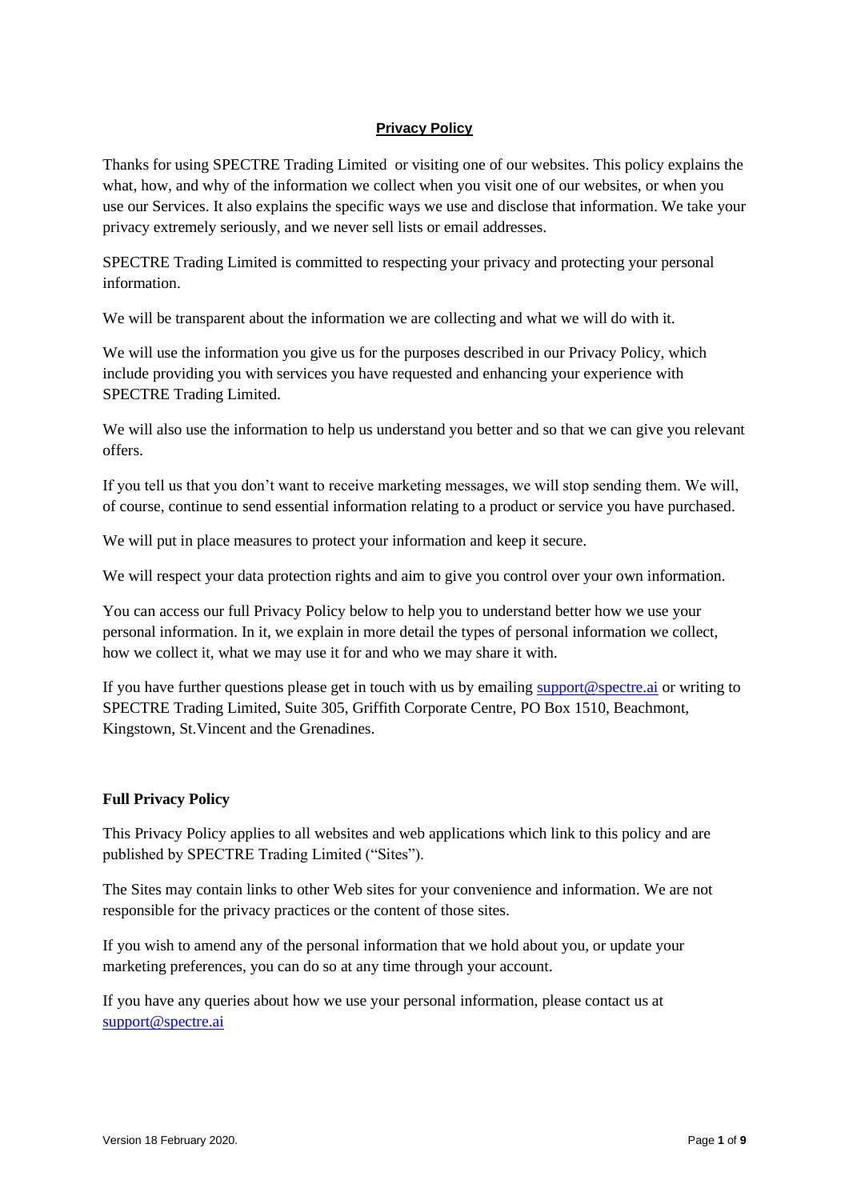# Privacy Policy

Thanks for using SPECTRE Trading Limited or visiting one of our websites. This policy explains the what, how, and why of the information we collect when you visit one of our websites, or when you use our Services. It also explains the specific ways we use and disclose that information. We take your privacy extremely seriously, and we never sell lists or email addresses.

SPECTRE Trading Limited is committed to respecting your privacy and protecting your personal information.

We will be transparent about the information we are collecting and what we will do with it.

We will use the information you give us for the purposes described in our Privacy Policy, which include providing you with services you have requested and enhancing your experience with SPECTRE Trading Limited.

We will also use the information to help us understand you better and so that we can give you relevant offers.

If you tell us that you don't want to receive marketing messages, we will stop sending them. We will, of course, continue to send essential information relating to a product or service you have purchased.

We will put in place measures to protect your information and keep it secure.

We will respect your data protection rights and aim to give you control over your own information.

You can access our full Privacy Policy below to help you to understand better how we use your personal information. In it, we explain in more detail the types of personal information we collect, how we collect it, what we may use it for and who we may share it with.

If you have further questions please get in touch with us by emailing support@spectre.ai or writing to SPECTRE Trading Limited, Suite 305, Griffith Corporate Centre, PO Box 1510, Beachmont, Kingstown, St.Vincent and the Grenadines.

## Full Privacy Policy

This Privacy Policy applies to all websites and web applications which link to this policy and are published by SPECTRE Trading Limited ("Sites").

The Sites may contain links to other Web sites for your convenience and information. We are not responsible for the privacy practices or the content of those sites.

If you wish to amend any of the personal information that we hold about you, or update your marketing preferences, you can do so at any time through your account.

If you have any queries about how we use your personal information, please contact us at support@spectre.ai

Version 18 February 2020.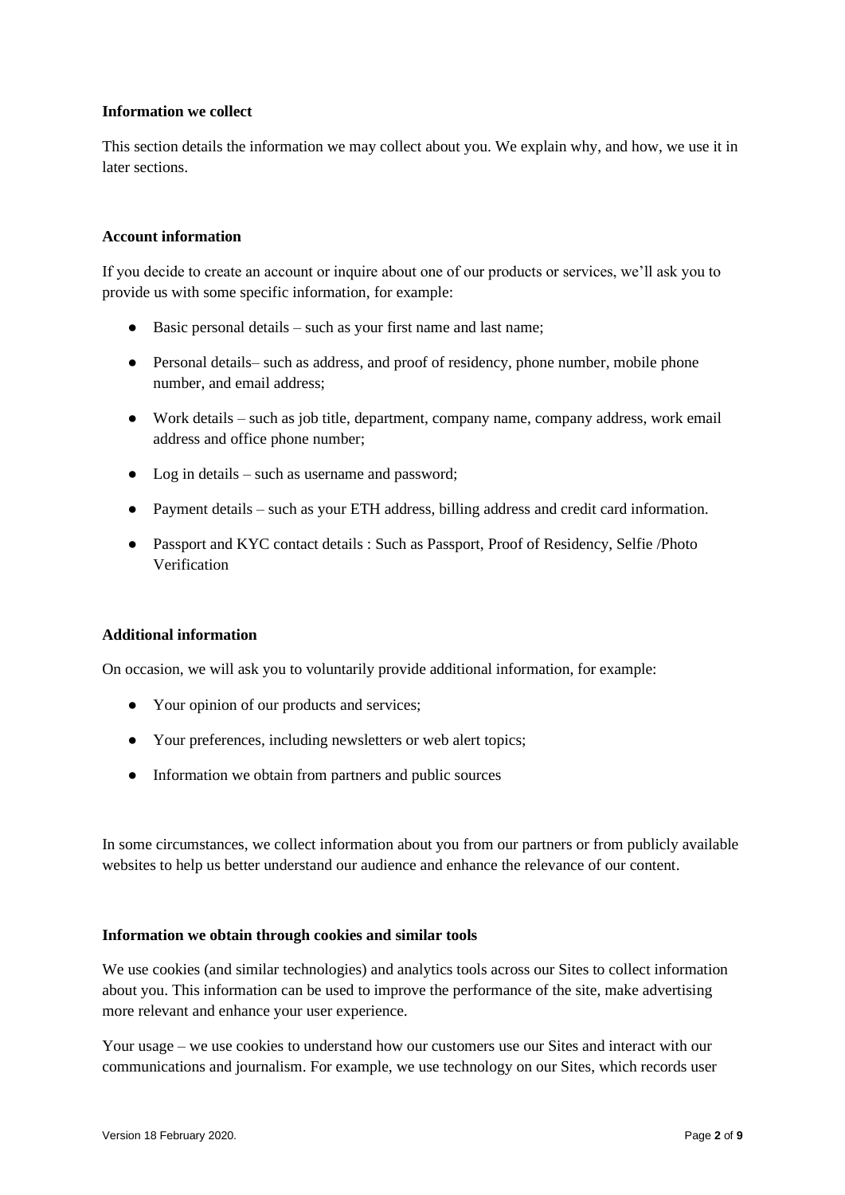**Information we collect**

This section details the information we may collect about you. We explain why, and how, we use it in later sections.

**Account information**

If you decide to create an account or inquire about one of our products or services, we'll ask you to provide us with some specific information, for example:

- Basic personal details – such as your first name and last name;
- Personal details– such as address, and proof of residency, phone number, mobile phone number, and email address;
- Work details – such as job title, department, company name, company address, work email address and office phone number;
- Log in details – such as username and password;
- Payment details – such as your ETH address, billing address and credit card information.
- Passport and KYC contact details : Such as Passport, Proof of Residency, Selfie /Photo Verification

**Additional information**

On occasion, we will ask you to voluntarily provide additional information, for example:

- Your opinion of our products and services;
- Your preferences, including newsletters or web alert topics;
- Information we obtain from partners and public sources

In some circumstances, we collect information about you from our partners or from publicly available websites to help us better understand our audience and enhance the relevance of our content.

**Information we obtain through cookies and similar tools**

We use cookies (and similar technologies) and analytics tools across our Sites to collect information about you. This information can be used to improve the performance of the site, make advertising more relevant and enhance your user experience.

Your usage – we use cookies to understand how our customers use our Sites and interact with our communications and journalism. For example, we use technology on our Sites, which records user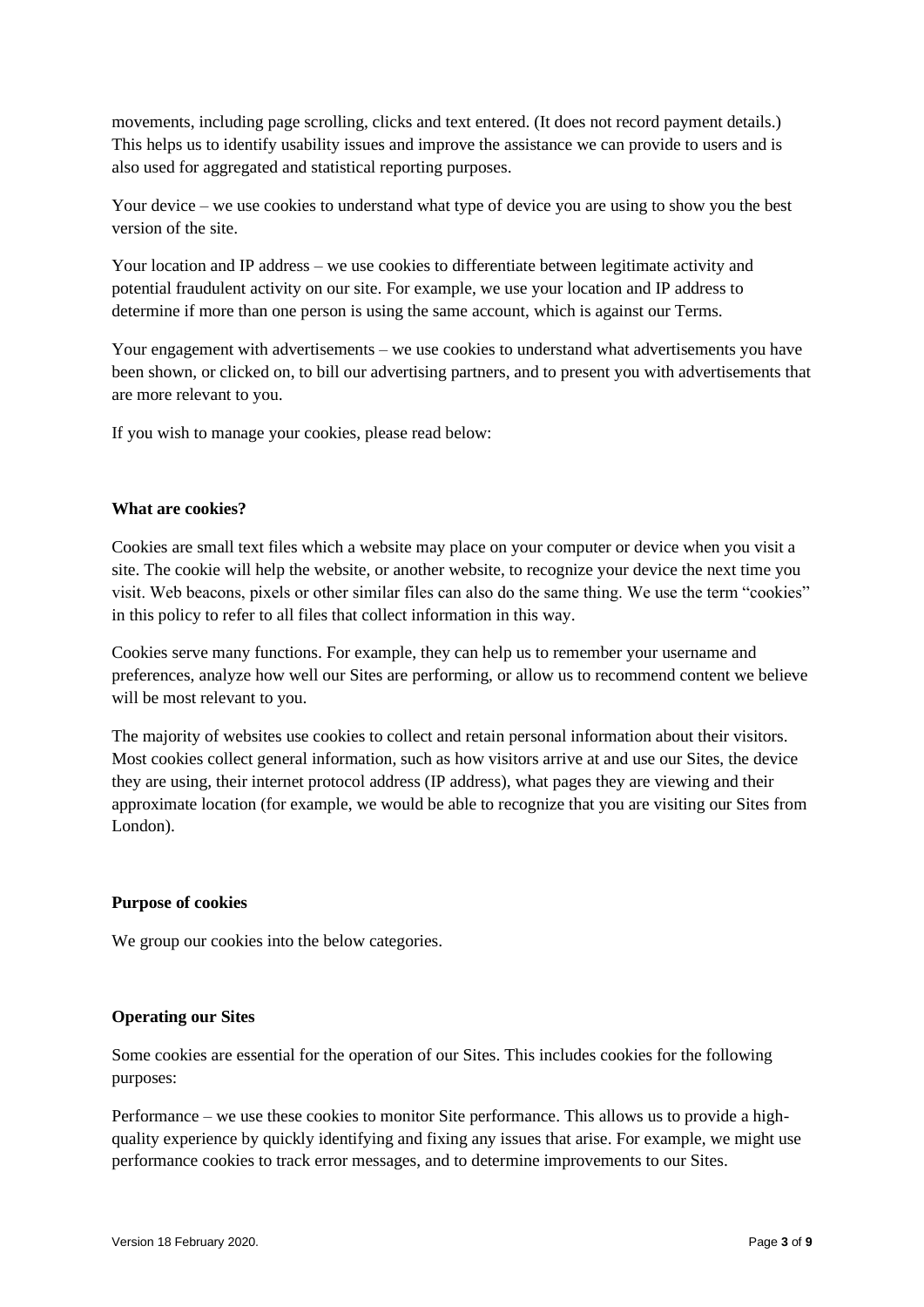movements, including page scrolling, clicks and text entered. (It does not record payment details.) This helps us to identify usability issues and improve the assistance we can provide to users and is also used for aggregated and statistical reporting purposes.

Your device – we use cookies to understand what type of device you are using to show you the best version of the site.

Your location and IP address – we use cookies to differentiate between legitimate activity and potential fraudulent activity on our site. For example, we use your location and IP address to determine if more than one person is using the same account, which is against our Terms.

Your engagement with advertisements – we use cookies to understand what advertisements you have been shown, or clicked on, to bill our advertising partners, and to present you with advertisements that are more relevant to you.

If you wish to manage your cookies, please read below:

**What are cookies?**

Cookies are small text files which a website may place on your computer or device when you visit a site. The cookie will help the website, or another website, to recognize your device the next time you visit. Web beacons, pixels or other similar files can also do the same thing. We use the term "cookies" in this policy to refer to all files that collect information in this way.

Cookies serve many functions. For example, they can help us to remember your username and preferences, analyze how well our Sites are performing, or allow us to recommend content we believe will be most relevant to you.

The majority of websites use cookies to collect and retain personal information about their visitors. Most cookies collect general information, such as how visitors arrive at and use our Sites, the device they are using, their internet protocol address (IP address), what pages they are viewing and their approximate location (for example, we would be able to recognize that you are visiting our Sites from London).

**Purpose of cookies**

We group our cookies into the below categories.

**Operating our Sites**

Some cookies are essential for the operation of our Sites. This includes cookies for the following purposes:

Performance – we use these cookies to monitor Site performance. This allows us to provide a high-quality experience by quickly identifying and fixing any issues that arise. For example, we might use performance cookies to track error messages, and to determine improvements to our Sites.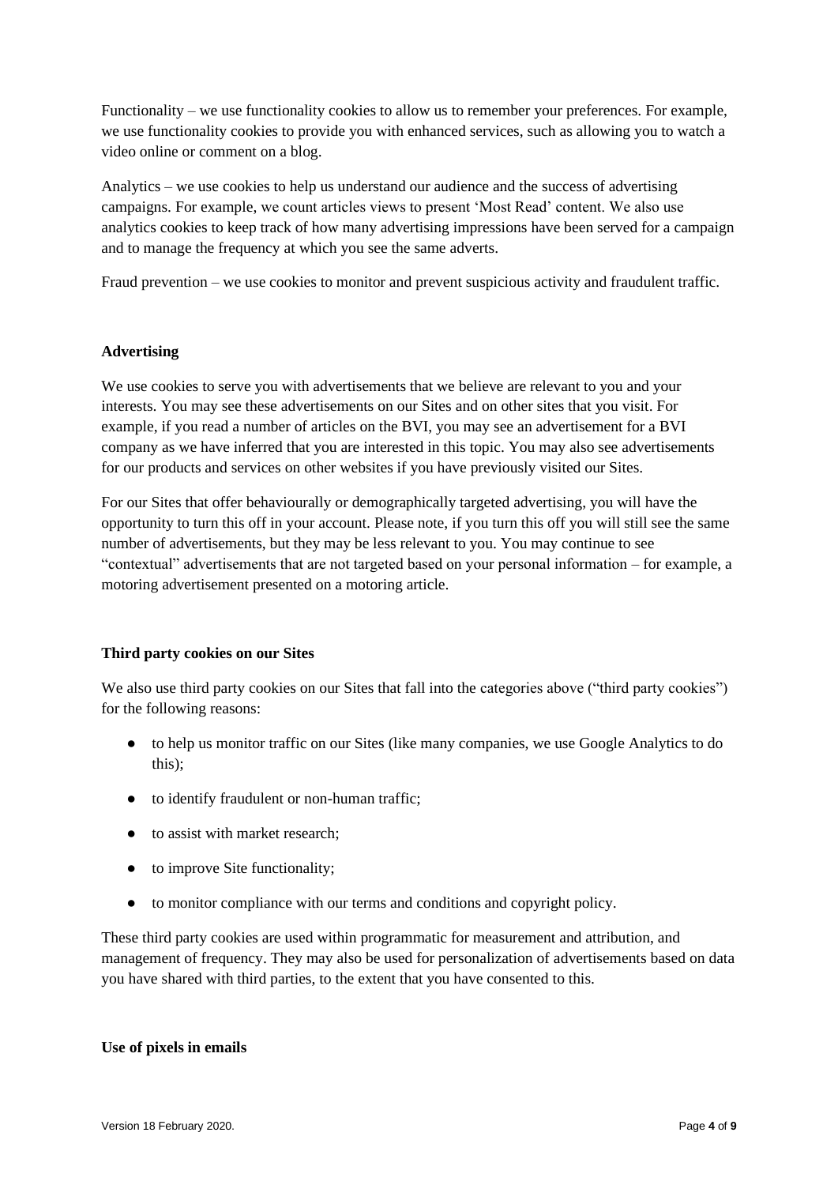Functionality – we use functionality cookies to allow us to remember your preferences. For example, we use functionality cookies to provide you with enhanced services, such as allowing you to watch a video online or comment on a blog.

Analytics – we use cookies to help us understand our audience and the success of advertising campaigns. For example, we count articles views to present 'Most Read' content. We also use analytics cookies to keep track of how many advertising impressions have been served for a campaign and to manage the frequency at which you see the same adverts.

Fraud prevention – we use cookies to monitor and prevent suspicious activity and fraudulent traffic.

**Advertising**

We use cookies to serve you with advertisements that we believe are relevant to you and your interests. You may see these advertisements on our Sites and on other sites that you visit. For example, if you read a number of articles on the BVI, you may see an advertisement for a BVI company as we have inferred that you are interested in this topic. You may also see advertisements for our products and services on other websites if you have previously visited our Sites.

For our Sites that offer behaviourally or demographically targeted advertising, you will have the opportunity to turn this off in your account. Please note, if you turn this off you will still see the same number of advertisements, but they may be less relevant to you. You may continue to see "contextual" advertisements that are not targeted based on your personal information – for example, a motoring advertisement presented on a motoring article.

**Third party cookies on our Sites**

We also use third party cookies on our Sites that fall into the categories above ("third party cookies") for the following reasons:

- to help us monitor traffic on our Sites (like many companies, we use Google Analytics to do this);
- to identify fraudulent or non-human traffic;
- to assist with market research;
- to improve Site functionality;
- to monitor compliance with our terms and conditions and copyright policy.

These third party cookies are used within programmatic for measurement and attribution, and management of frequency. They may also be used for personalization of advertisements based on data you have shared with third parties, to the extent that you have consented to this.

**Use of pixels in emails**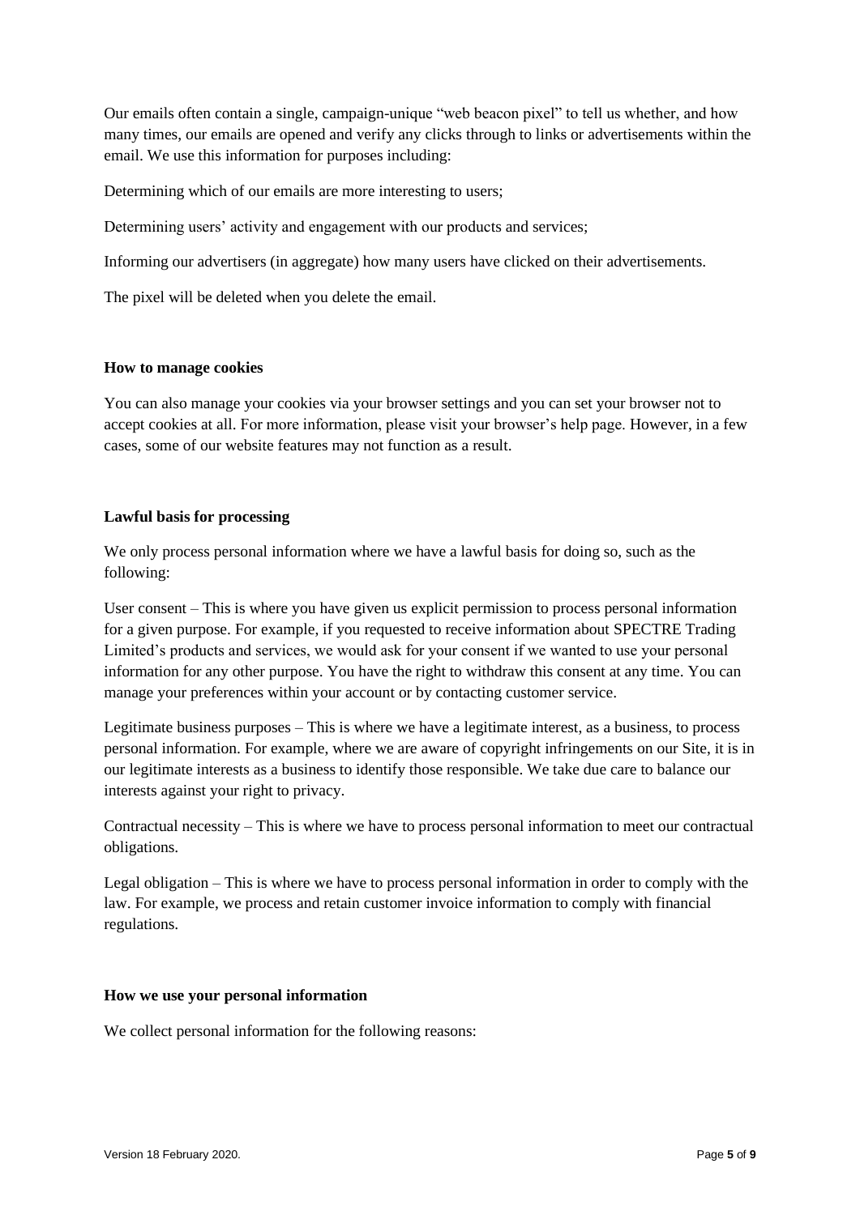Our emails often contain a single, campaign-unique "web beacon pixel" to tell us whether, and how many times, our emails are opened and verify any clicks through to links or advertisements within the email. We use this information for purposes including:

Determining which of our emails are more interesting to users;

Determining users' activity and engagement with our products and services;

Informing our advertisers (in aggregate) how many users have clicked on their advertisements.

The pixel will be deleted when you delete the email.

**How to manage cookies**

You can also manage your cookies via your browser settings and you can set your browser not to accept cookies at all. For more information, please visit your browser's help page. However, in a few cases, some of our website features may not function as a result.

**Lawful basis for processing**

We only process personal information where we have a lawful basis for doing so, such as the following:

User consent – This is where you have given us explicit permission to process personal information for a given purpose. For example, if you requested to receive information about SPECTRE Trading Limited's products and services, we would ask for your consent if we wanted to use your personal information for any other purpose. You have the right to withdraw this consent at any time. You can manage your preferences within your account or by contacting customer service.

Legitimate business purposes – This is where we have a legitimate interest, as a business, to process personal information. For example, where we are aware of copyright infringements on our Site, it is in our legitimate interests as a business to identify those responsible. We take due care to balance our interests against your right to privacy.

Contractual necessity – This is where we have to process personal information to meet our contractual obligations.

Legal obligation – This is where we have to process personal information in order to comply with the law. For example, we process and retain customer invoice information to comply with financial regulations.

**How we use your personal information**

We collect personal information for the following reasons: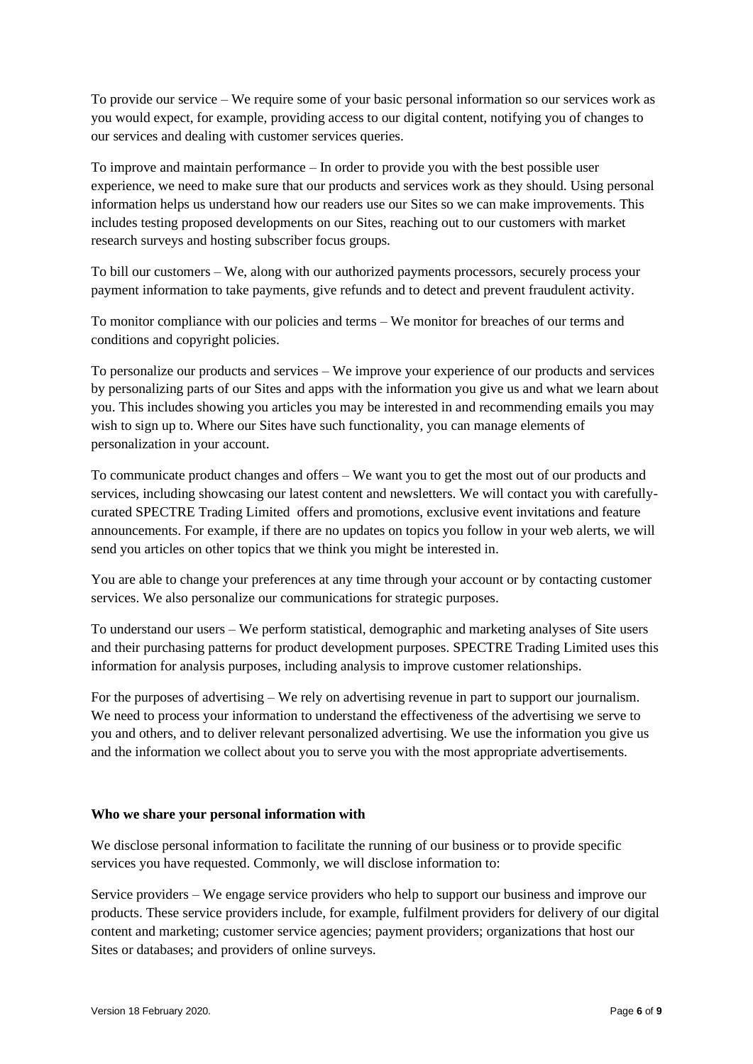To provide our service – We require some of your basic personal information so our services work as you would expect, for example, providing access to our digital content, notifying you of changes to our services and dealing with customer services queries.

To improve and maintain performance – In order to provide you with the best possible user experience, we need to make sure that our products and services work as they should. Using personal information helps us understand how our readers use our Sites so we can make improvements. This includes testing proposed developments on our Sites, reaching out to our customers with market research surveys and hosting subscriber focus groups.

To bill our customers – We, along with our authorized payments processors, securely process your payment information to take payments, give refunds and to detect and prevent fraudulent activity.

To monitor compliance with our policies and terms – We monitor for breaches of our terms and conditions and copyright policies.

To personalize our products and services – We improve your experience of our products and services by personalizing parts of our Sites and apps with the information you give us and what we learn about you. This includes showing you articles you may be interested in and recommending emails you may wish to sign up to. Where our Sites have such functionality, you can manage elements of personalization in your account.

To communicate product changes and offers – We want you to get the most out of our products and services, including showcasing our latest content and newsletters. We will contact you with carefully-curated SPECTRE Trading Limited offers and promotions, exclusive event invitations and feature announcements. For example, if there are no updates on topics you follow in your web alerts, we will send you articles on other topics that we think you might be interested in.

You are able to change your preferences at any time through your account or by contacting customer services. We also personalize our communications for strategic purposes.

To understand our users – We perform statistical, demographic and marketing analyses of Site users and their purchasing patterns for product development purposes. SPECTRE Trading Limited uses this information for analysis purposes, including analysis to improve customer relationships.

For the purposes of advertising – We rely on advertising revenue in part to support our journalism. We need to process your information to understand the effectiveness of the advertising we serve to you and others, and to deliver relevant personalized advertising. We use the information you give us and the information we collect about you to serve you with the most appropriate advertisements.

**Who we share your personal information with**

We disclose personal information to facilitate the running of our business or to provide specific services you have requested. Commonly, we will disclose information to:

Service providers – We engage service providers who help to support our business and improve our products. These service providers include, for example, fulfilment providers for delivery of our digital content and marketing; customer service agencies; payment providers; organizations that host our Sites or databases; and providers of online surveys.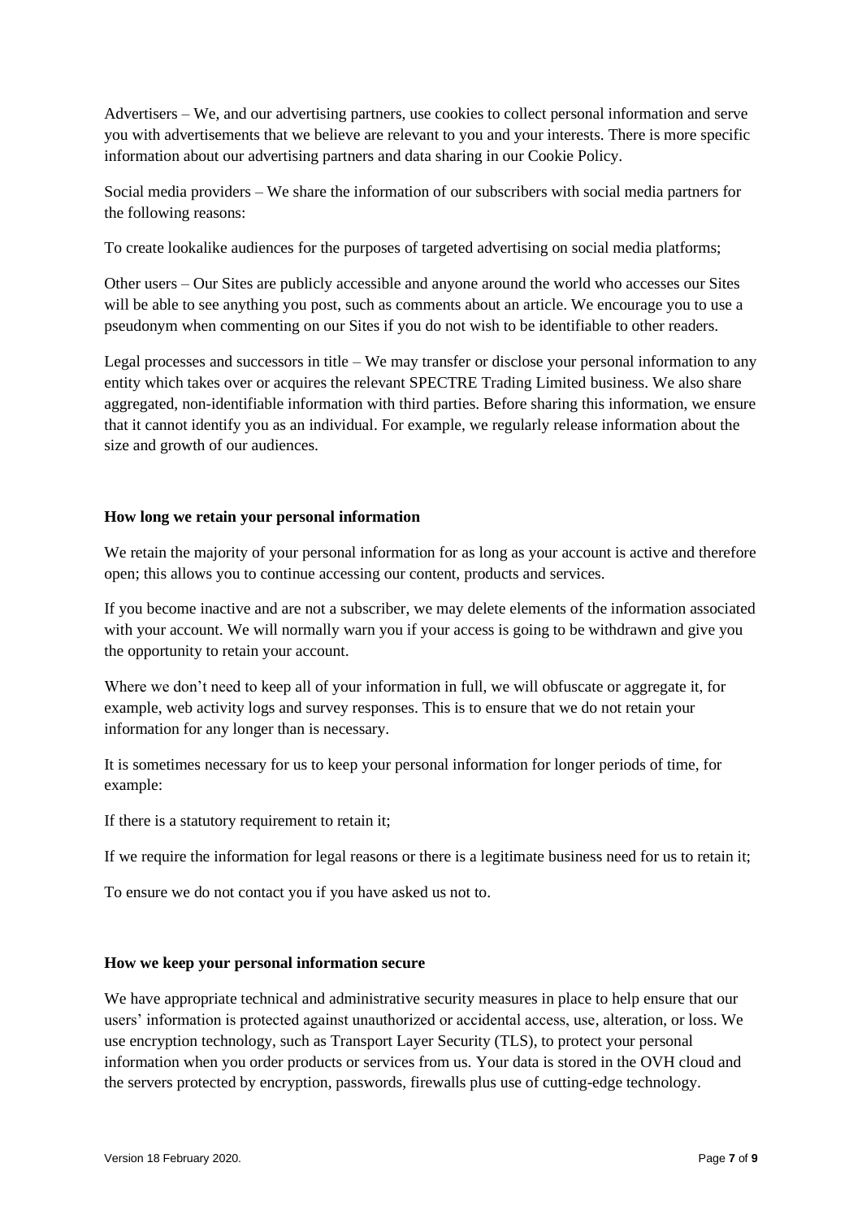Advertisers – We, and our advertising partners, use cookies to collect personal information and serve you with advertisements that we believe are relevant to you and your interests. There is more specific information about our advertising partners and data sharing in our Cookie Policy.

Social media providers – We share the information of our subscribers with social media partners for the following reasons:

To create lookalike audiences for the purposes of targeted advertising on social media platforms;

Other users – Our Sites are publicly accessible and anyone around the world who accesses our Sites will be able to see anything you post, such as comments about an article. We encourage you to use a pseudonym when commenting on our Sites if you do not wish to be identifiable to other readers.

Legal processes and successors in title – We may transfer or disclose your personal information to any entity which takes over or acquires the relevant SPECTRE Trading Limited business. We also share aggregated, non-identifiable information with third parties. Before sharing this information, we ensure that it cannot identify you as an individual. For example, we regularly release information about the size and growth of our audiences.

**How long we retain your personal information**

We retain the majority of your personal information for as long as your account is active and therefore open; this allows you to continue accessing our content, products and services.

If you become inactive and are not a subscriber, we may delete elements of the information associated with your account. We will normally warn you if your access is going to be withdrawn and give you the opportunity to retain your account.

Where we don't need to keep all of your information in full, we will obfuscate or aggregate it, for example, web activity logs and survey responses. This is to ensure that we do not retain your information for any longer than is necessary.

It is sometimes necessary for us to keep your personal information for longer periods of time, for example:

If there is a statutory requirement to retain it;

If we require the information for legal reasons or there is a legitimate business need for us to retain it;

To ensure we do not contact you if you have asked us not to.

**How we keep your personal information secure**

We have appropriate technical and administrative security measures in place to help ensure that our users' information is protected against unauthorized or accidental access, use, alteration, or loss. We use encryption technology, such as Transport Layer Security (TLS), to protect your personal information when you order products or services from us. Your data is stored in the OVH cloud and the servers protected by encryption, passwords, firewalls plus use of cutting-edge technology.

Version 18 February 2020.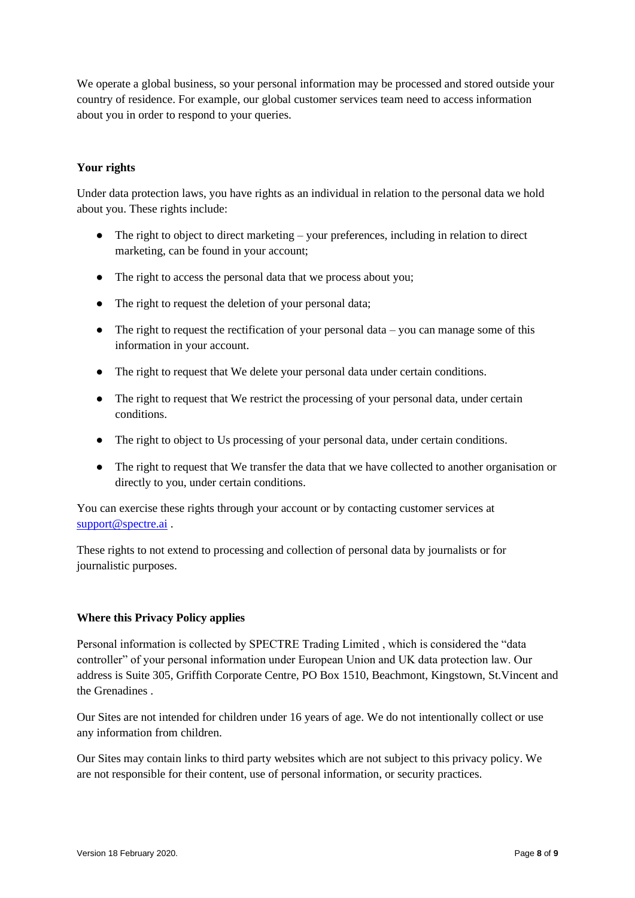We operate a global business, so your personal information may be processed and stored outside your country of residence. For example, our global customer services team need to access information about you in order to respond to your queries.

**Your rights**

Under data protection laws, you have rights as an individual in relation to the personal data we hold about you. These rights include:

- The right to object to direct marketing – your preferences, including in relation to direct marketing, can be found in your account;
- The right to access the personal data that we process about you;
- The right to request the deletion of your personal data;
- The right to request the rectification of your personal data – you can manage some of this information in your account.
- The right to request that We delete your personal data under certain conditions.
- The right to request that We restrict the processing of your personal data, under certain conditions.
- The right to object to Us processing of your personal data, under certain conditions.
- The right to request that We transfer the data that we have collected to another organisation or directly to you, under certain conditions.

You can exercise these rights through your account or by contacting customer services at support@spectre.ai .

These rights to not extend to processing and collection of personal data by journalists or for journalistic purposes.

**Where this Privacy Policy applies**

Personal information is collected by SPECTRE Trading Limited , which is considered the "data controller" of your personal information under European Union and UK data protection law. Our address is Suite 305, Griffith Corporate Centre, PO Box 1510, Beachmont, Kingstown, St.Vincent and the Grenadines .

Our Sites are not intended for children under 16 years of age. We do not intentionally collect or use any information from children.

Our Sites may contain links to third party websites which are not subject to this privacy policy. We are not responsible for their content, use of personal information, or security practices.

Version 18 February 2020.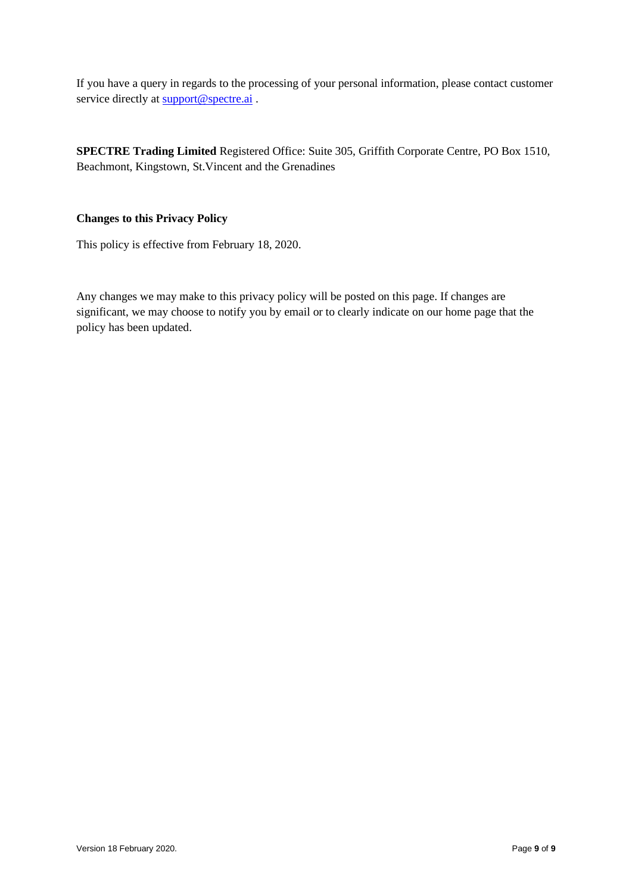If you have a query in regards to the processing of your personal information, please contact customer service directly at [support@spectre.ai](mailto:support@spectre.ai) .

**SPECTRE Trading Limited** Registered Office: Suite 305, Griffith Corporate Centre, PO Box 1510, Beachmont, Kingstown, St.Vincent and the Grenadines

**Changes to this Privacy Policy**

This policy is effective from February 18, 2020.

Any changes we may make to this privacy policy will be posted on this page. If changes are significant, we may choose to notify you by email or to clearly indicate on our home page that the policy has been updated.